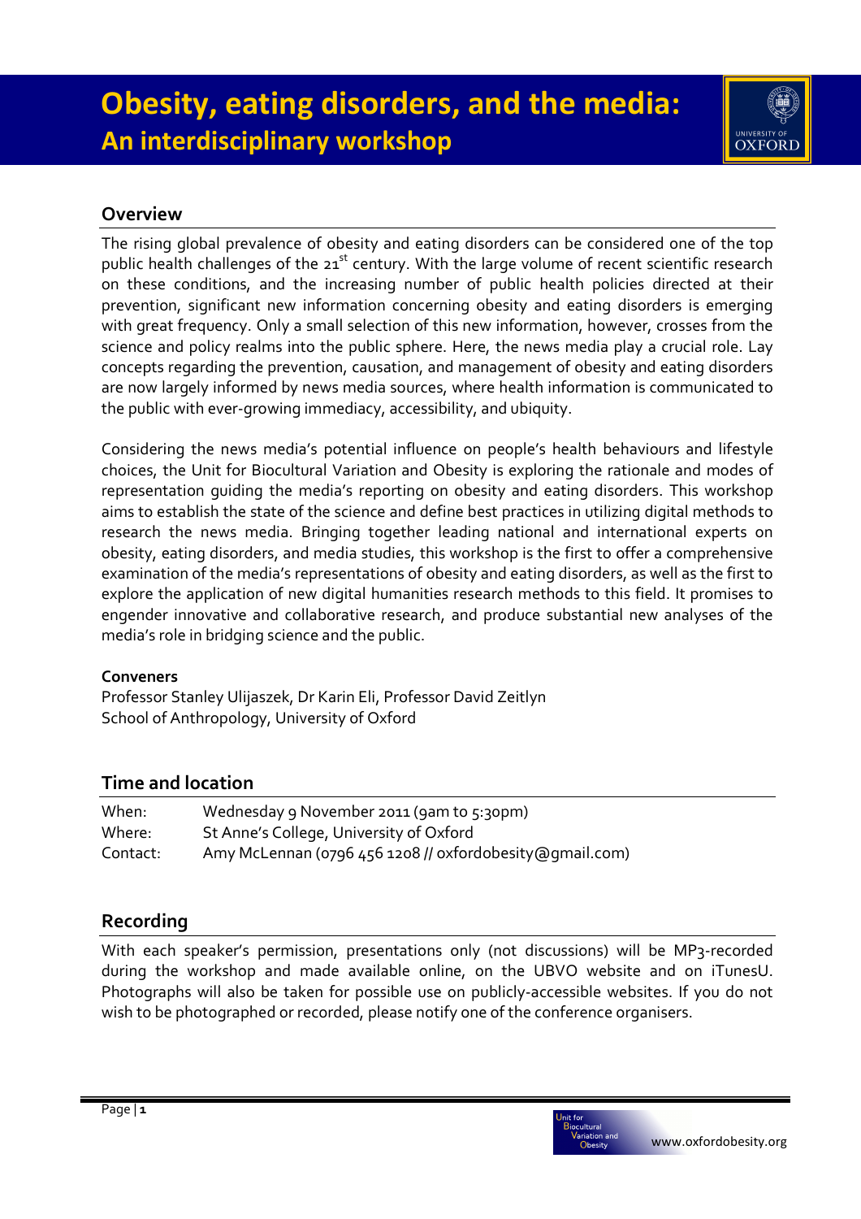# Obesity, eating disorders, and the media:
## An interdisciplinary workshop

## Overview

The rising global prevalence of obesity and eating disorders can be considered one of the top public health challenges of the 21st century. With the large volume of recent scientific research on these conditions, and the increasing number of public health policies directed at their prevention, significant new information concerning obesity and eating disorders is emerging with great frequency. Only a small selection of this new information, however, crosses from the science and policy realms into the public sphere. Here, the news media play a crucial role. Lay concepts regarding the prevention, causation, and management of obesity and eating disorders are now largely informed by news media sources, where health information is communicated to the public with ever-growing immediacy, accessibility, and ubiquity.

Considering the news media's potential influence on people's health behaviours and lifestyle choices, the Unit for Biocultural Variation and Obesity is exploring the rationale and modes of representation guiding the media's reporting on obesity and eating disorders. This workshop aims to establish the state of the science and define best practices in utilizing digital methods to research the news media. Bringing together leading national and international experts on obesity, eating disorders, and media studies, this workshop is the first to offer a comprehensive examination of the media's representations of obesity and eating disorders, as well as the first to explore the application of new digital humanities research methods to this field. It promises to engender innovative and collaborative research, and produce substantial new analyses of the media's role in bridging science and the public.

**Conveners**
Professor Stanley Ulijaszek, Dr Karin Eli, Professor David Zeitlyn
School of Anthropology, University of Oxford

## Time and location

| | |
|---|---|
| When: | Wednesday 9 November 2011 (9am to 5:30pm) |
| Where: | St Anne's College, University of Oxford |
| Contact: | Amy McLennan (0796 456 1208 // oxfordobesity@gmail.com) |

## Recording

With each speaker's permission, presentations only (not discussions) will be MP3-recorded during the workshop and made available online, on the UBVO website and on iTunesU. Photographs will also be taken for possible use on publicly-accessible websites. If you do not wish to be photographed or recorded, please notify one of the conference organisers.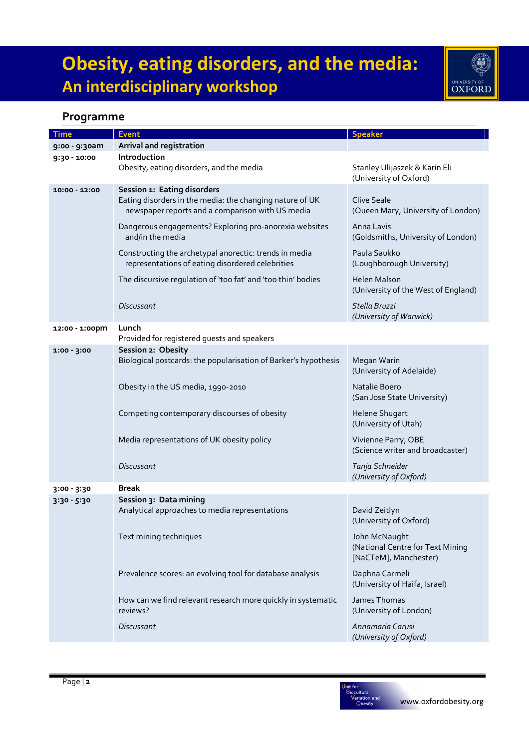# Obesity, eating disorders, and the media:
## An interdisciplinary workshop

### Programme

| Time | Event | Speaker |
|---|---|---|
| 9:00 - 9:30am | **Arrival and registration** | |
| 9:30 - 10:00 | **Introduction** | |
| | Obesity, eating disorders, and the media | Stanley Ulijaszek & Karin Eli (University of Oxford) |
| 10:00 - 12:00 | **Session 1: Eating disorders** | |
| | Eating disorders in the media: the changing nature of UK newspaper reports and a comparison with US media | Clive Seale (Queen Mary, University of London) |
| | Dangerous engagements? Exploring pro-anorexia websites and/in the media | Anna Lavis (Goldsmiths, University of London) |
| | Constructing the archetypal anorectic: trends in media representations of eating disordered celebrities | Paula Saukko (Loughborough University) |
| | The discursive regulation of 'too fat' and 'too thin' bodies | Helen Malson (University of the West of England) |
| | *Discussant* | *Stella Bruzzi (University of Warwick)* |
| 12:00 - 1:00pm | **Lunch** | |
| | Provided for registered guests and speakers | |
| 1:00 - 3:00 | **Session 2: Obesity** | |
| | Biological postcards: the popularisation of Barker's hypothesis | Megan Warin (University of Adelaide) |
| | Obesity in the US media, 1990-2010 | Natalie Boero (San Jose State University) |
| | Competing contemporary discourses of obesity | Helene Shugart (University of Utah) |
| | Media representations of UK obesity policy | Vivienne Parry, OBE (Science writer and broadcaster) |
| | *Discussant* | *Tanja Schneider (University of Oxford)* |
| 3:00 - 3:30 | **Break** | |
| 3:30 - 5:30 | **Session 3: Data mining** | |
| | Analytical approaches to media representations | David Zeitlyn (University of Oxford) |
| | Text mining techniques | John McNaught (National Centre for Text Mining [NaCTeM], Manchester) |
| | Prevalence scores: an evolving tool for database analysis | Daphna Carmeli (University of Haifa, Israel) |
| | How can we find relevant research more quickly in systematic reviews? | James Thomas (University of London) |
| | *Discussant* | *Annamaria Carusi (University of Oxford)* |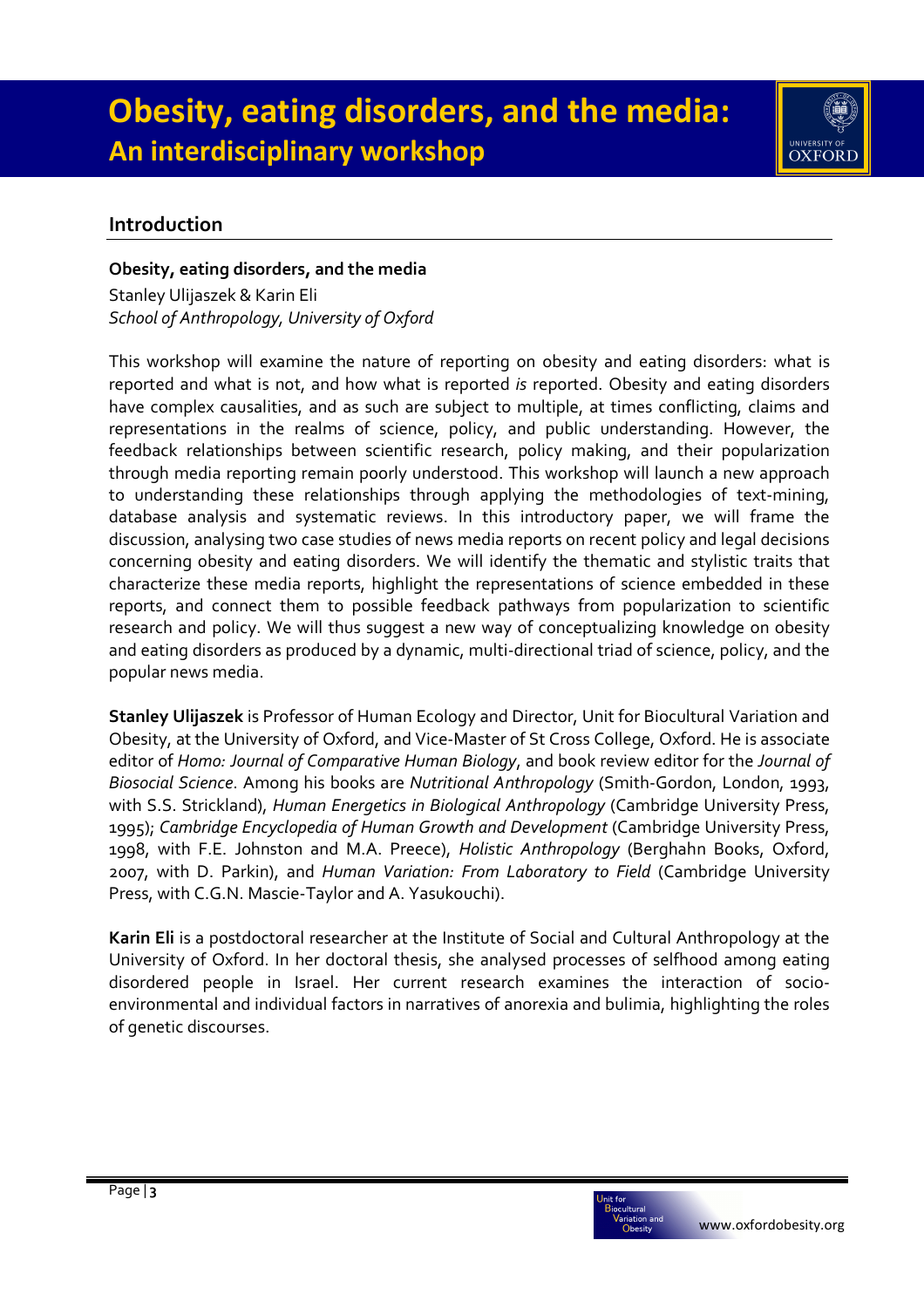# Obesity, eating disorders, and the media:
## An interdisciplinary workshop

## Introduction

**Obesity, eating disorders, and the media**

Stanley Ulijaszek & Karin Eli
*School of Anthropology, University of Oxford*

This workshop will examine the nature of reporting on obesity and eating disorders: what is reported and what is not, and how what is reported *is* reported. Obesity and eating disorders have complex causalities, and as such are subject to multiple, at times conflicting, claims and representations in the realms of science, policy, and public understanding. However, the feedback relationships between scientific research, policy making, and their popularization through media reporting remain poorly understood. This workshop will launch a new approach to understanding these relationships through applying the methodologies of text-mining, database analysis and systematic reviews. In this introductory paper, we will frame the discussion, analysing two case studies of news media reports on recent policy and legal decisions concerning obesity and eating disorders. We will identify the thematic and stylistic traits that characterize these media reports, highlight the representations of science embedded in these reports, and connect them to possible feedback pathways from popularization to scientific research and policy. We will thus suggest a new way of conceptualizing knowledge on obesity and eating disorders as produced by a dynamic, multi-directional triad of science, policy, and the popular news media.

**Stanley Ulijaszek** is Professor of Human Ecology and Director, Unit for Biocultural Variation and Obesity, at the University of Oxford, and Vice-Master of St Cross College, Oxford. He is associate editor of *Homo: Journal of Comparative Human Biology*, and book review editor for the *Journal of Biosocial Science*. Among his books are *Nutritional Anthropology* (Smith-Gordon, London, 1993, with S.S. Strickland), *Human Energetics in Biological Anthropology* (Cambridge University Press, 1995); *Cambridge Encyclopedia of Human Growth and Development* (Cambridge University Press, 1998, with F.E. Johnston and M.A. Preece), *Holistic Anthropology* (Berghahn Books, Oxford, 2007, with D. Parkin), and *Human Variation: From Laboratory to Field* (Cambridge University Press, with C.G.N. Mascie-Taylor and A. Yasukouchi).

**Karin Eli** is a postdoctoral researcher at the Institute of Social and Cultural Anthropology at the University of Oxford. In her doctoral thesis, she analysed processes of selfhood among eating disordered people in Israel. Her current research examines the interaction of socio-environmental and individual factors in narratives of anorexia and bulimia, highlighting the roles of genetic discourses.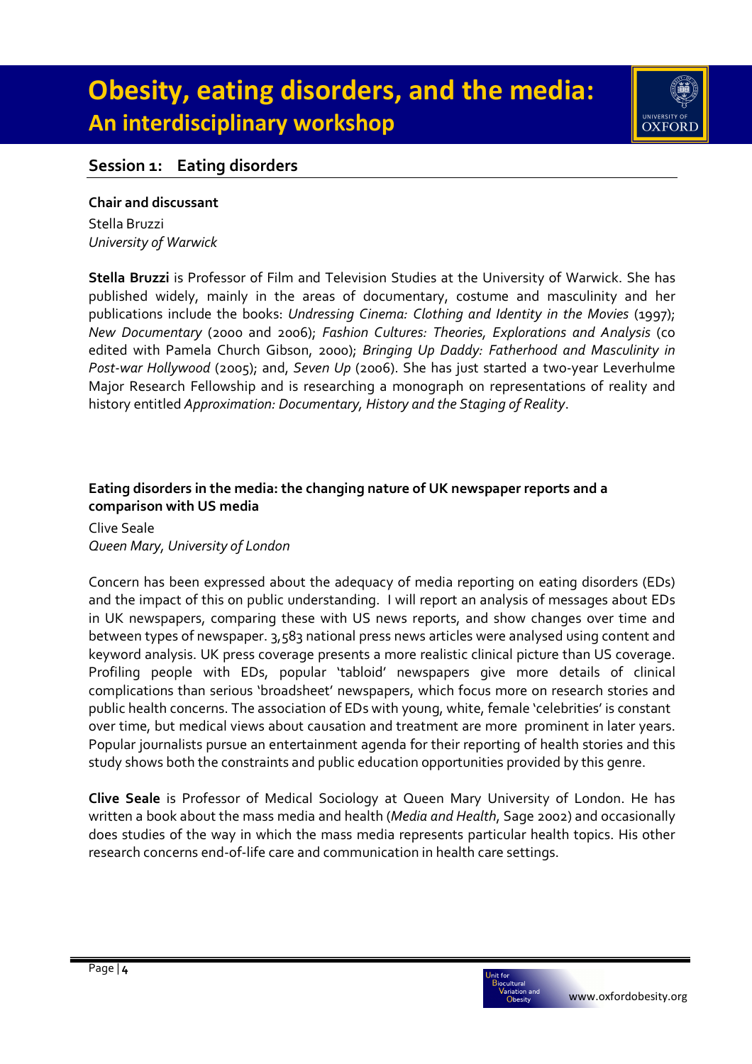# Obesity, eating disorders, and the media:
## An interdisciplinary workshop

## Session 1: Eating disorders

**Chair and discussant**

Stella Bruzzi
*University of Warwick*

**Stella Bruzzi** is Professor of Film and Television Studies at the University of Warwick. She has published widely, mainly in the areas of documentary, costume and masculinity and her publications include the books: *Undressing Cinema: Clothing and Identity in the Movies* (1997); *New Documentary* (2000 and 2006); *Fashion Cultures: Theories, Explorations and Analysis* (co edited with Pamela Church Gibson, 2000); *Bringing Up Daddy: Fatherhood and Masculinity in Post-war Hollywood* (2005); and, *Seven Up* (2006). She has just started a two-year Leverhulme Major Research Fellowship and is researching a monograph on representations of reality and history entitled *Approximation: Documentary, History and the Staging of Reality*.

**Eating disorders in the media: the changing nature of UK newspaper reports and a comparison with US media**

Clive Seale
*Queen Mary, University of London*

Concern has been expressed about the adequacy of media reporting on eating disorders (EDs) and the impact of this on public understanding. I will report an analysis of messages about EDs in UK newspapers, comparing these with US news reports, and show changes over time and between types of newspaper. 3,583 national press news articles were analysed using content and keyword analysis. UK press coverage presents a more realistic clinical picture than US coverage. Profiling people with EDs, popular 'tabloid' newspapers give more details of clinical complications than serious 'broadsheet' newspapers, which focus more on research stories and public health concerns. The association of EDs with young, white, female 'celebrities' is constant over time, but medical views about causation and treatment are more prominent in later years. Popular journalists pursue an entertainment agenda for their reporting of health stories and this study shows both the constraints and public education opportunities provided by this genre.

**Clive Seale** is Professor of Medical Sociology at Queen Mary University of London. He has written a book about the mass media and health (*Media and Health*, Sage 2002) and occasionally does studies of the way in which the mass media represents particular health topics. His other research concerns end-of-life care and communication in health care settings.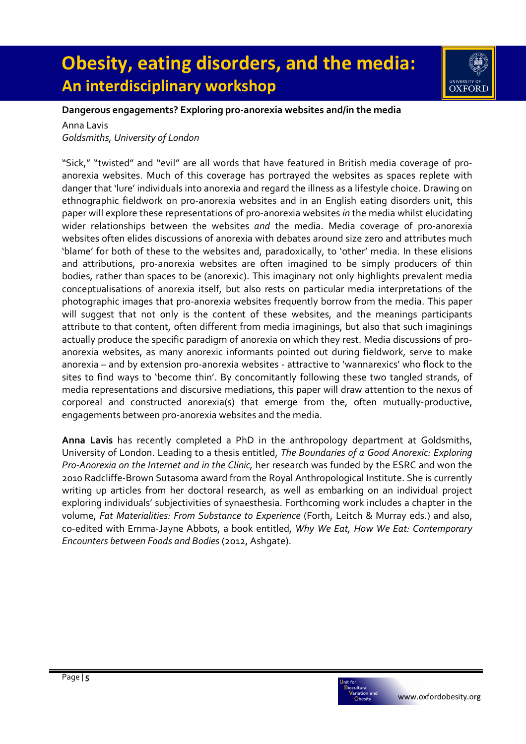# Obesity, eating disorders, and the media:
## An interdisciplinary workshop

**Dangerous engagements? Exploring pro-anorexia websites and/in the media**

Anna Lavis
*Goldsmiths, University of London*

"Sick," "twisted" and "evil" are all words that have featured in British media coverage of pro-anorexia websites. Much of this coverage has portrayed the websites as spaces replete with danger that 'lure' individuals into anorexia and regard the illness as a lifestyle choice. Drawing on ethnographic fieldwork on pro-anorexia websites and in an English eating disorders unit, this paper will explore these representations of pro-anorexia websites *in* the media whilst elucidating wider relationships between the websites *and* the media. Media coverage of pro-anorexia websites often elides discussions of anorexia with debates around size zero and attributes much 'blame' for both of these to the websites and, paradoxically, to 'other' media. In these elisions and attributions, pro-anorexia websites are often imagined to be simply producers of thin bodies, rather than spaces to be (anorexic). This imaginary not only highlights prevalent media conceptualisations of anorexia itself, but also rests on particular media interpretations of the photographic images that pro-anorexia websites frequently borrow from the media. This paper will suggest that not only is the content of these websites, and the meanings participants attribute to that content, often different from media imaginings, but also that such imaginings actually produce the specific paradigm of anorexia on which they rest. Media discussions of pro-anorexia websites, as many anorexic informants pointed out during fieldwork, serve to make anorexia – and by extension pro-anorexia websites - attractive to 'wannarexics' who flock to the sites to find ways to 'become thin'. By concomitantly following these two tangled strands, of media representations and discursive mediations, this paper will draw attention to the nexus of corporeal and constructed anorexia(s) that emerge from the, often mutually-productive, engagements between pro-anorexia websites and the media.

**Anna Lavis** has recently completed a PhD in the anthropology department at Goldsmiths, University of London. Leading to a thesis entitled, *The Boundaries of a Good Anorexic: Exploring Pro-Anorexia on the Internet and in the Clinic,* her research was funded by the ESRC and won the 2010 Radcliffe-Brown Sutasoma award from the Royal Anthropological Institute. She is currently writing up articles from her doctoral research, as well as embarking on an individual project exploring individuals' subjectivities of synaesthesia. Forthcoming work includes a chapter in the volume, *Fat Materialities: From Substance to Experience* (Forth, Leitch & Murray eds.) and also, co-edited with Emma-Jayne Abbots, a book entitled, *Why We Eat, How We Eat: Contemporary Encounters between Foods and Bodies* (2012, Ashgate).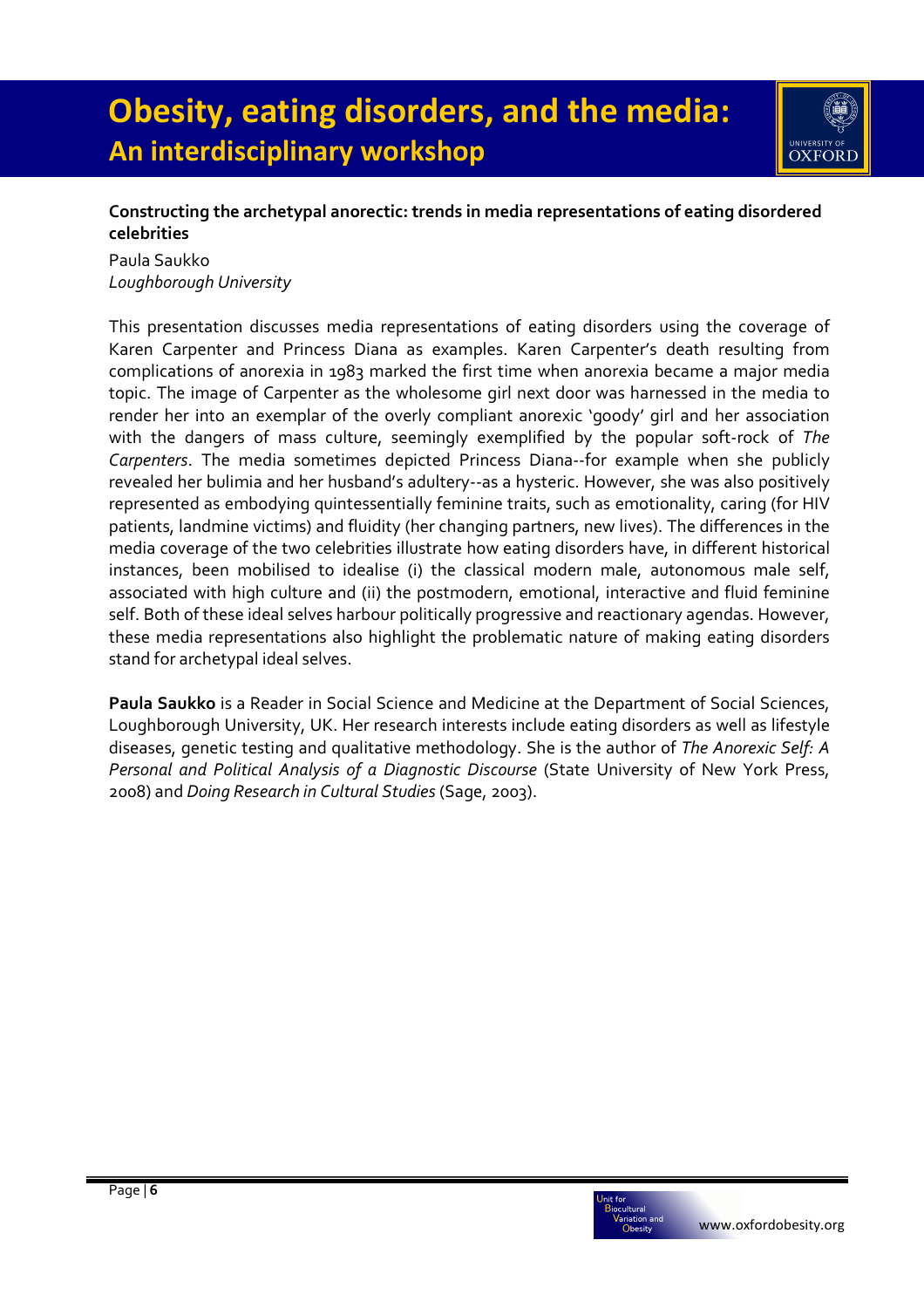### Constructing the archetypal anorectic: trends in media representations of eating disordered celebrities

Paula Saukko
*Loughborough University*

This presentation discusses media representations of eating disorders using the coverage of Karen Carpenter and Princess Diana as examples. Karen Carpenter's death resulting from complications of anorexia in 1983 marked the first time when anorexia became a major media topic. The image of Carpenter as the wholesome girl next door was harnessed in the media to render her into an exemplar of the overly compliant anorexic 'goody' girl and her association with the dangers of mass culture, seemingly exemplified by the popular soft-rock of *The Carpenters*. The media sometimes depicted Princess Diana--for example when she publicly revealed her bulimia and her husband's adultery--as a hysteric. However, she was also positively represented as embodying quintessentially feminine traits, such as emotionality, caring (for HIV patients, landmine victims) and fluidity (her changing partners, new lives). The differences in the media coverage of the two celebrities illustrate how eating disorders have, in different historical instances, been mobilised to idealise (i) the classical modern male, autonomous male self, associated with high culture and (ii) the postmodern, emotional, interactive and fluid feminine self. Both of these ideal selves harbour politically progressive and reactionary agendas. However, these media representations also highlight the problematic nature of making eating disorders stand for archetypal ideal selves.

**Paula Saukko** is a Reader in Social Science and Medicine at the Department of Social Sciences, Loughborough University, UK. Her research interests include eating disorders as well as lifestyle diseases, genetic testing and qualitative methodology. She is the author of *The Anorexic Self: A Personal and Political Analysis of a Diagnostic Discourse* (State University of New York Press, 2008) and *Doing Research in Cultural Studies* (Sage, 2003).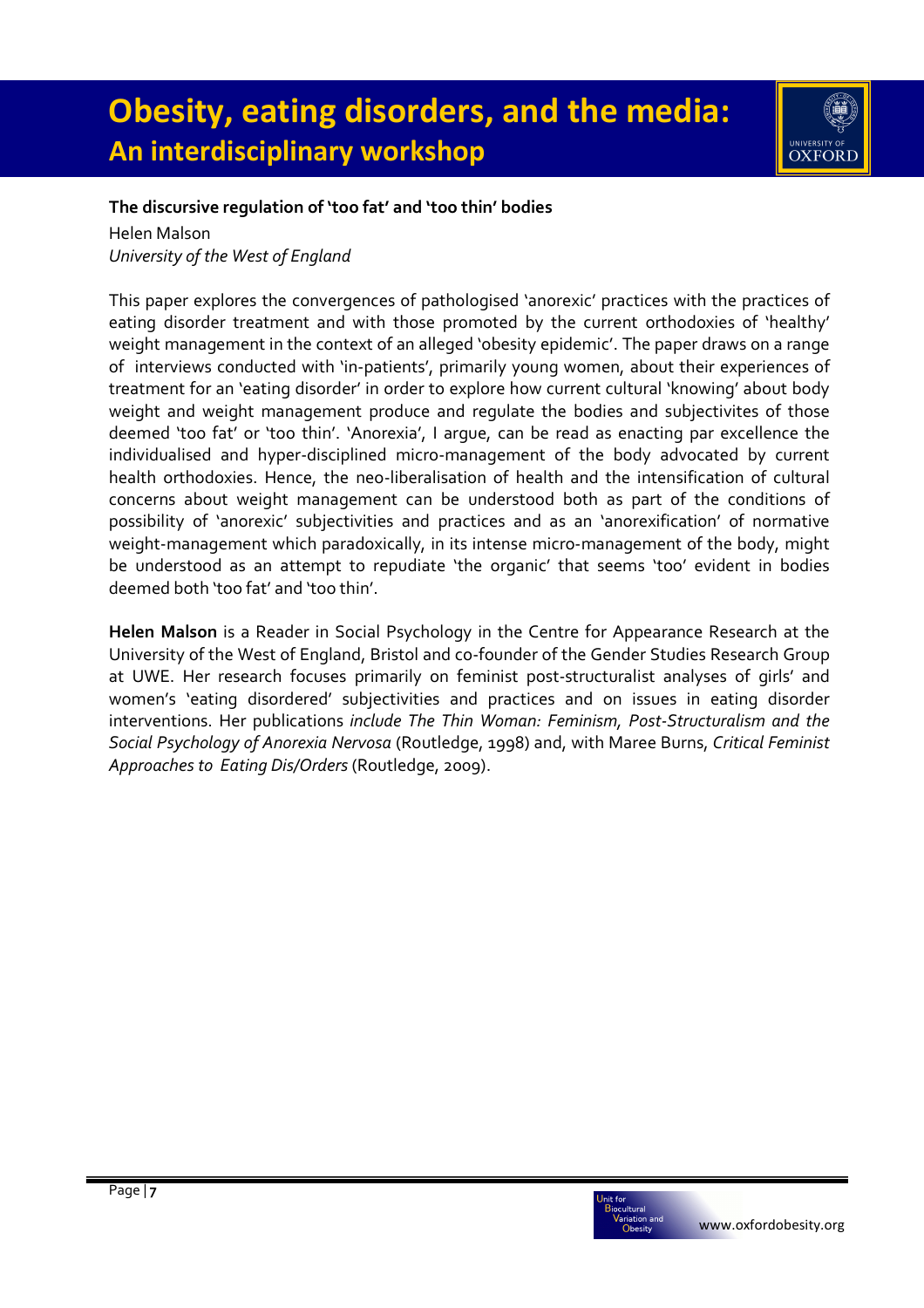### The discursive regulation of 'too fat' and 'too thin' bodies

Helen Malson
*University of the West of England*

This paper explores the convergences of pathologised 'anorexic' practices with the practices of eating disorder treatment and with those promoted by the current orthodoxies of 'healthy' weight management in the context of an alleged 'obesity epidemic'. The paper draws on a range of interviews conducted with 'in-patients', primarily young women, about their experiences of treatment for an 'eating disorder' in order to explore how current cultural 'knowing' about body weight and weight management produce and regulate the bodies and subjectivites of those deemed 'too fat' or 'too thin'. 'Anorexia', I argue, can be read as enacting par excellence the individualised and hyper-disciplined micro-management of the body advocated by current health orthodoxies. Hence, the neo-liberalisation of health and the intensification of cultural concerns about weight management can be understood both as part of the conditions of possibility of 'anorexic' subjectivities and practices and as an 'anorexification' of normative weight-management which paradoxically, in its intense micro-management of the body, might be understood as an attempt to repudiate 'the organic' that seems 'too' evident in bodies deemed both 'too fat' and 'too thin'.

**Helen Malson** is a Reader in Social Psychology in the Centre for Appearance Research at the University of the West of England, Bristol and co-founder of the Gender Studies Research Group at UWE. Her research focuses primarily on feminist post-structuralist analyses of girls' and women's 'eating disordered' subjectivities and practices and on issues in eating disorder interventions. Her publications *include The Thin Woman: Feminism, Post-Structuralism and the Social Psychology of Anorexia Nervosa* (Routledge, 1998) and, with Maree Burns, *Critical Feminist Approaches to Eating Dis/Orders* (Routledge, 2009).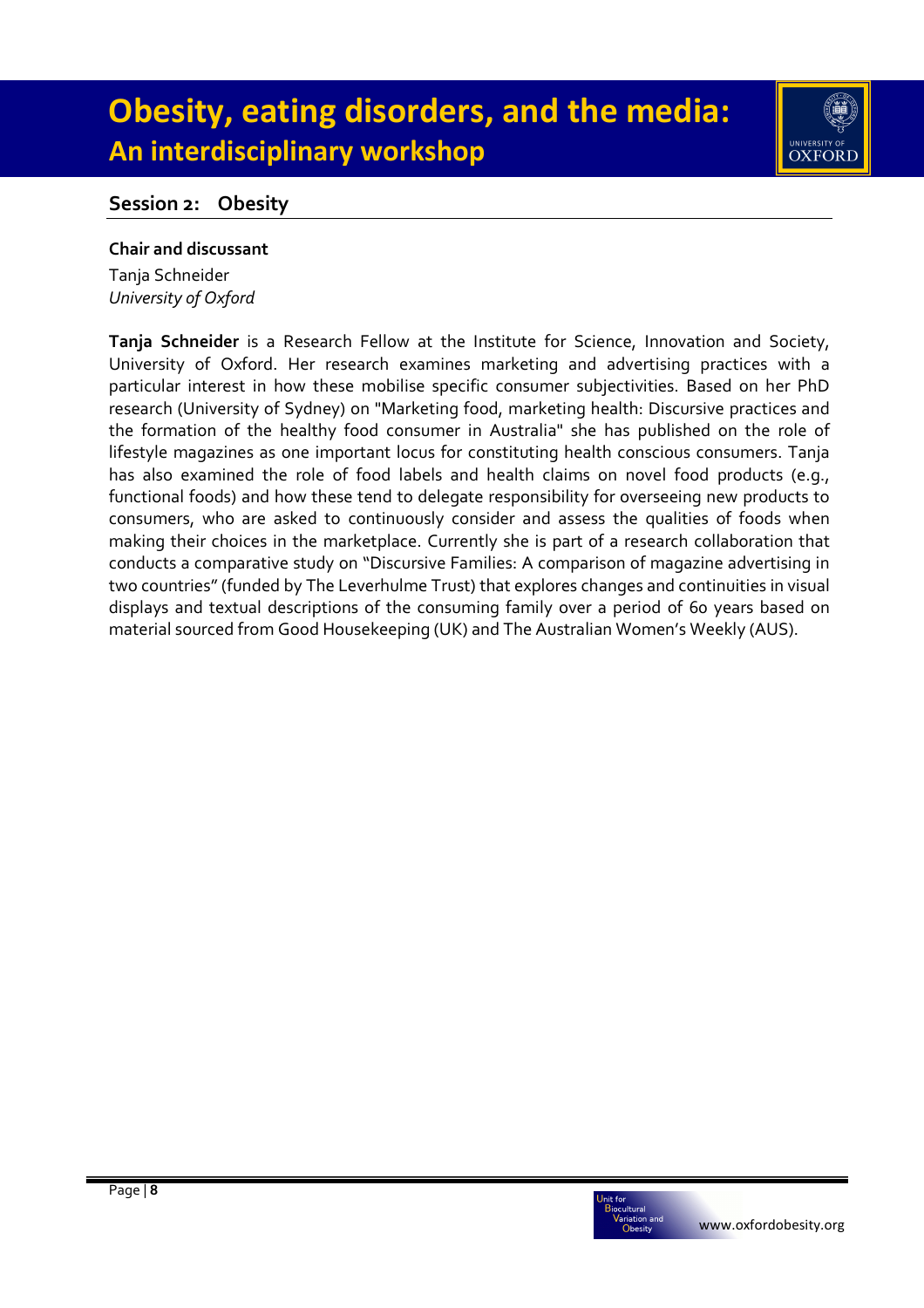# Obesity, eating disorders, and the media:
## An interdisciplinary workshop

### Session 2: Obesity

**Chair and discussant**

Tanja Schneider
*University of Oxford*

**Tanja Schneider** is a Research Fellow at the Institute for Science, Innovation and Society, University of Oxford. Her research examines marketing and advertising practices with a particular interest in how these mobilise specific consumer subjectivities. Based on her PhD research (University of Sydney) on "Marketing food, marketing health: Discursive practices and the formation of the healthy food consumer in Australia" she has published on the role of lifestyle magazines as one important locus for constituting health conscious consumers. Tanja has also examined the role of food labels and health claims on novel food products (e.g., functional foods) and how these tend to delegate responsibility for overseeing new products to consumers, who are asked to continuously consider and assess the qualities of foods when making their choices in the marketplace. Currently she is part of a research collaboration that conducts a comparative study on "Discursive Families: A comparison of magazine advertising in two countries" (funded by The Leverhulme Trust) that explores changes and continuities in visual displays and textual descriptions of the consuming family over a period of 60 years based on material sourced from Good Housekeeping (UK) and The Australian Women's Weekly (AUS).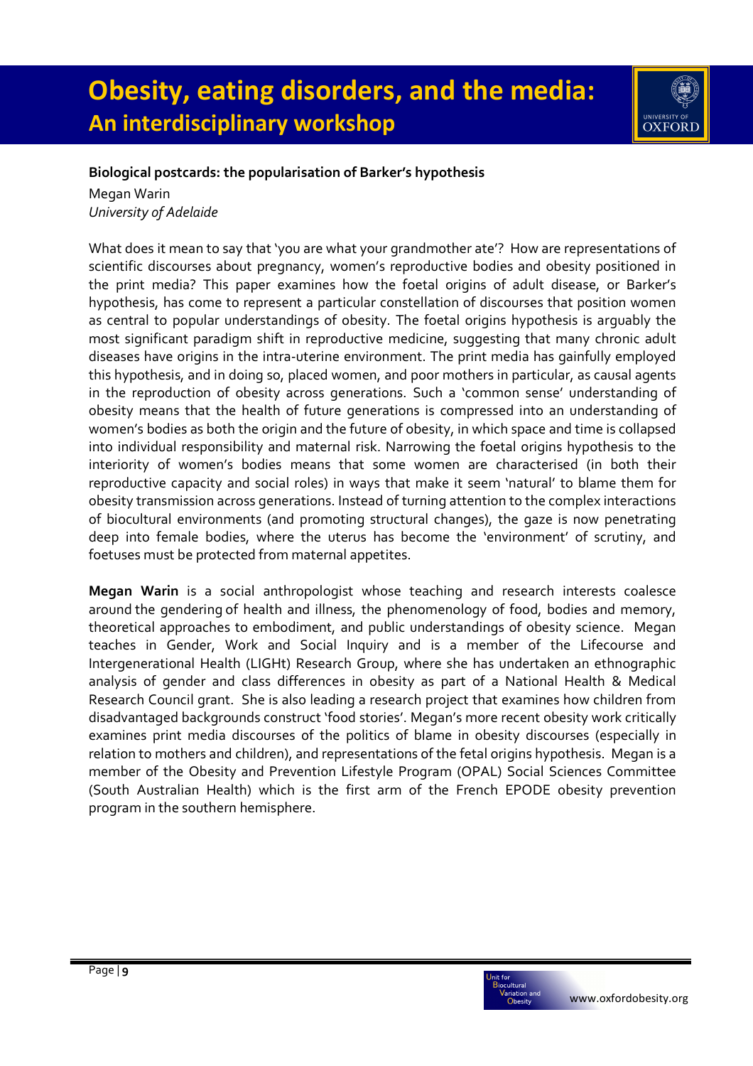### Biological postcards: the popularisation of Barker's hypothesis

Megan Warin
*University of Adelaide*

What does it mean to say that 'you are what your grandmother ate'? How are representations of scientific discourses about pregnancy, women's reproductive bodies and obesity positioned in the print media? This paper examines how the foetal origins of adult disease, or Barker's hypothesis, has come to represent a particular constellation of discourses that position women as central to popular understandings of obesity. The foetal origins hypothesis is arguably the most significant paradigm shift in reproductive medicine, suggesting that many chronic adult diseases have origins in the intra-uterine environment. The print media has gainfully employed this hypothesis, and in doing so, placed women, and poor mothers in particular, as causal agents in the reproduction of obesity across generations. Such a 'common sense' understanding of obesity means that the health of future generations is compressed into an understanding of women's bodies as both the origin and the future of obesity, in which space and time is collapsed into individual responsibility and maternal risk. Narrowing the foetal origins hypothesis to the interiority of women's bodies means that some women are characterised (in both their reproductive capacity and social roles) in ways that make it seem 'natural' to blame them for obesity transmission across generations. Instead of turning attention to the complex interactions of biocultural environments (and promoting structural changes), the gaze is now penetrating deep into female bodies, where the uterus has become the 'environment' of scrutiny, and foetuses must be protected from maternal appetites.

**Megan Warin** is a social anthropologist whose teaching and research interests coalesce around the gendering of health and illness, the phenomenology of food, bodies and memory, theoretical approaches to embodiment, and public understandings of obesity science. Megan teaches in Gender, Work and Social Inquiry and is a member of the Lifecourse and Intergenerational Health (LIGHt) Research Group, where she has undertaken an ethnographic analysis of gender and class differences in obesity as part of a National Health & Medical Research Council grant. She is also leading a research project that examines how children from disadvantaged backgrounds construct 'food stories'. Megan's more recent obesity work critically examines print media discourses of the politics of blame in obesity discourses (especially in relation to mothers and children), and representations of the fetal origins hypothesis. Megan is a member of the Obesity and Prevention Lifestyle Program (OPAL) Social Sciences Committee (South Australian Health) which is the first arm of the French EPODE obesity prevention program in the southern hemisphere.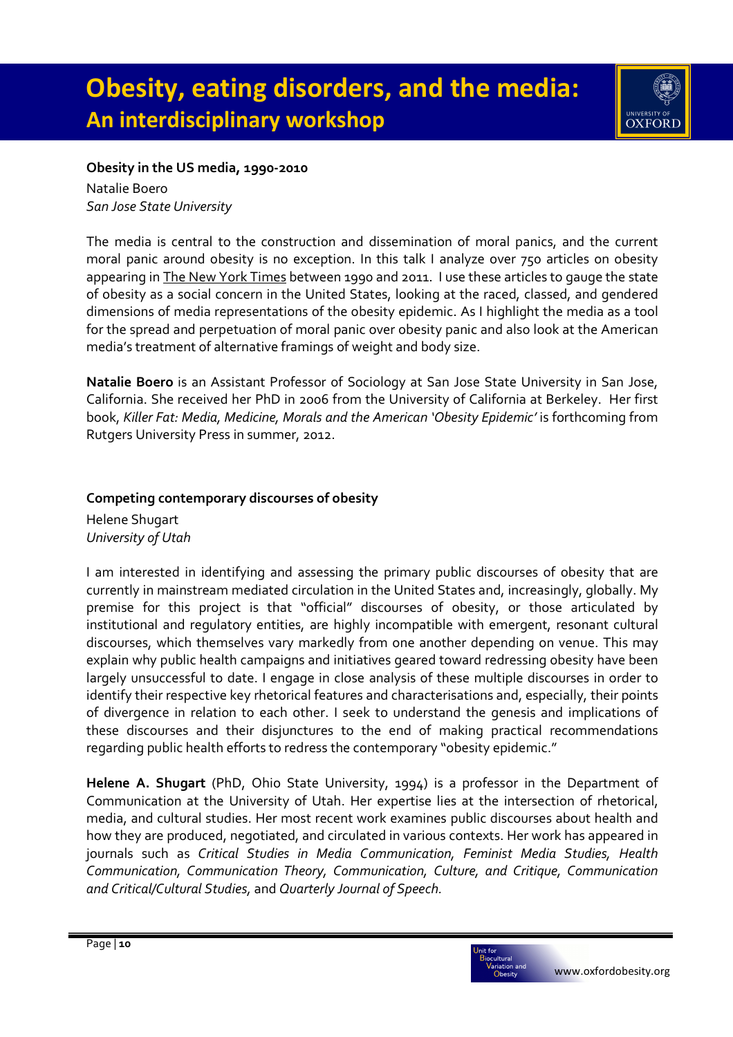### Obesity in the US media, 1990-2010

Natalie Boero
*San Jose State University*

The media is central to the construction and dissemination of moral panics, and the current moral panic around obesity is no exception. In this talk I analyze over 750 articles on obesity appearing in The New York Times between 1990 and 2011. I use these articles to gauge the state of obesity as a social concern in the United States, looking at the raced, classed, and gendered dimensions of media representations of the obesity epidemic. As I highlight the media as a tool for the spread and perpetuation of moral panic over obesity panic and also look at the American media's treatment of alternative framings of weight and body size.

**Natalie Boero** is an Assistant Professor of Sociology at San Jose State University in San Jose, California. She received her PhD in 2006 from the University of California at Berkeley. Her first book, *Killer Fat: Media, Medicine, Morals and the American 'Obesity Epidemic'* is forthcoming from Rutgers University Press in summer, 2012.

### Competing contemporary discourses of obesity

Helene Shugart
*University of Utah*

I am interested in identifying and assessing the primary public discourses of obesity that are currently in mainstream mediated circulation in the United States and, increasingly, globally. My premise for this project is that "official" discourses of obesity, or those articulated by institutional and regulatory entities, are highly incompatible with emergent, resonant cultural discourses, which themselves vary markedly from one another depending on venue. This may explain why public health campaigns and initiatives geared toward redressing obesity have been largely unsuccessful to date. I engage in close analysis of these multiple discourses in order to identify their respective key rhetorical features and characterisations and, especially, their points of divergence in relation to each other. I seek to understand the genesis and implications of these discourses and their disjunctures to the end of making practical recommendations regarding public health efforts to redress the contemporary "obesity epidemic."

**Helene A. Shugart** (PhD, Ohio State University, 1994) is a professor in the Department of Communication at the University of Utah. Her expertise lies at the intersection of rhetorical, media, and cultural studies. Her most recent work examines public discourses about health and how they are produced, negotiated, and circulated in various contexts. Her work has appeared in journals such as *Critical Studies in Media Communication, Feminist Media Studies, Health Communication, Communication Theory, Communication, Culture, and Critique, Communication and Critical/Cultural Studies,* and *Quarterly Journal of Speech.*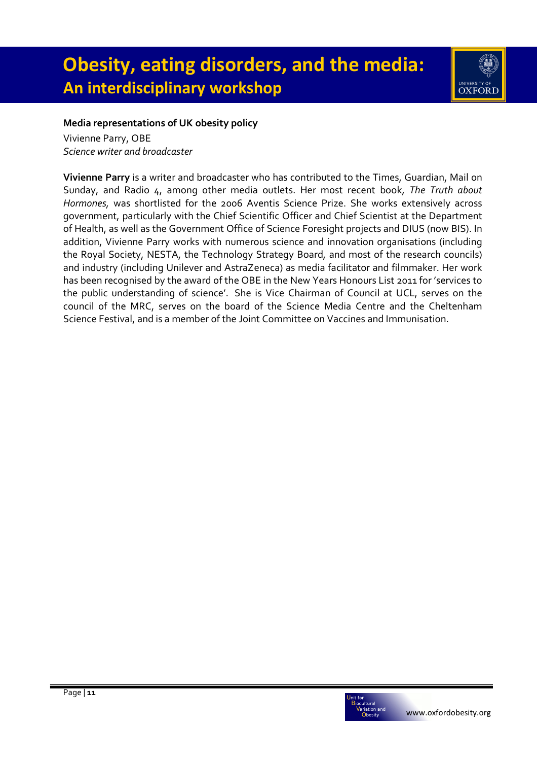### Media representations of UK obesity policy

Vivienne Parry, OBE

*Science writer and broadcaster*

**Vivienne Parry** is a writer and broadcaster who has contributed to the Times, Guardian, Mail on Sunday, and Radio 4, among other media outlets. Her most recent book, *The Truth about Hormones,* was shortlisted for the 2006 Aventis Science Prize. She works extensively across government, particularly with the Chief Scientific Officer and Chief Scientist at the Department of Health, as well as the Government Office of Science Foresight projects and DIUS (now BIS). In addition, Vivienne Parry works with numerous science and innovation organisations (including the Royal Society, NESTA, the Technology Strategy Board, and most of the research councils) and industry (including Unilever and AstraZeneca) as media facilitator and filmmaker. Her work has been recognised by the award of the OBE in the New Years Honours List 2011 for 'services to the public understanding of science'. She is Vice Chairman of Council at UCL, serves on the council of the MRC, serves on the board of the Science Media Centre and the Cheltenham Science Festival, and is a member of the Joint Committee on Vaccines and Immunisation.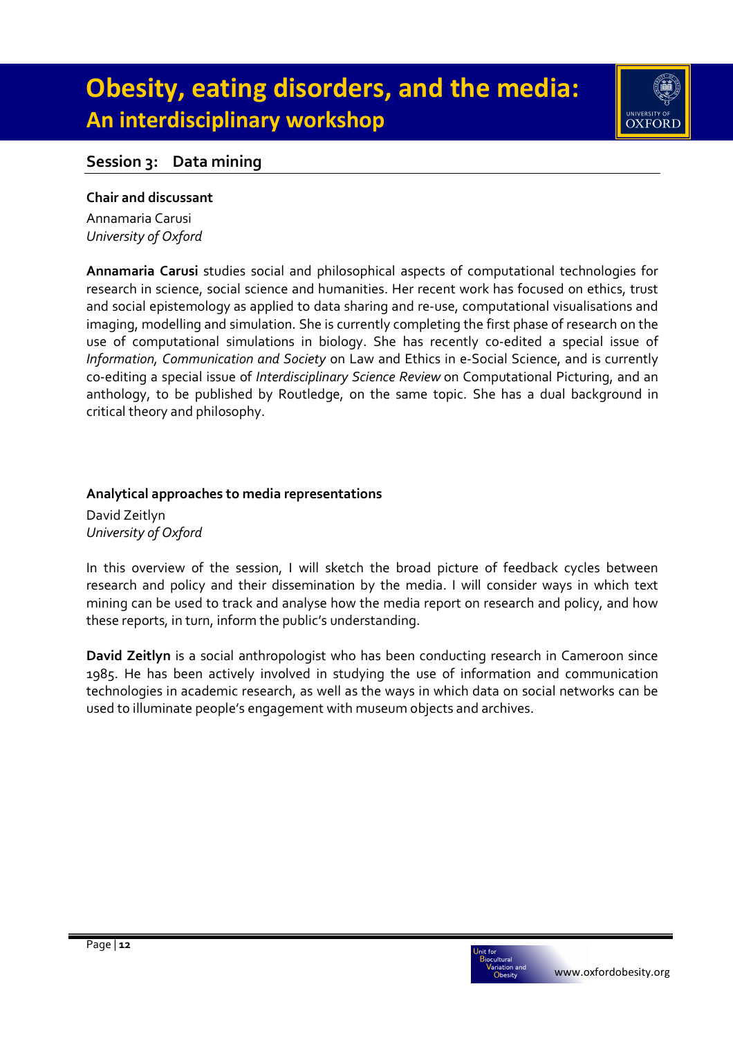## Session 3: Data mining

**Chair and discussant**

Annamaria Carusi
*University of Oxford*

**Annamaria Carusi** studies social and philosophical aspects of computational technologies for research in science, social science and humanities. Her recent work has focused on ethics, trust and social epistemology as applied to data sharing and re-use, computational visualisations and imaging, modelling and simulation. She is currently completing the first phase of research on the use of computational simulations in biology. She has recently co-edited a special issue of *Information, Communication and Society* on Law and Ethics in e-Social Science, and is currently co-editing a special issue of *Interdisciplinary Science Review* on Computational Picturing, and an anthology, to be published by Routledge, on the same topic. She has a dual background in critical theory and philosophy.

**Analytical approaches to media representations**

David Zeitlyn
*University of Oxford*

In this overview of the session, I will sketch the broad picture of feedback cycles between research and policy and their dissemination by the media. I will consider ways in which text mining can be used to track and analyse how the media report on research and policy, and how these reports, in turn, inform the public's understanding.

**David Zeitlyn** is a social anthropologist who has been conducting research in Cameroon since 1985. He has been actively involved in studying the use of information and communication technologies in academic research, as well as the ways in which data on social networks can be used to illuminate people's engagement with museum objects and archives.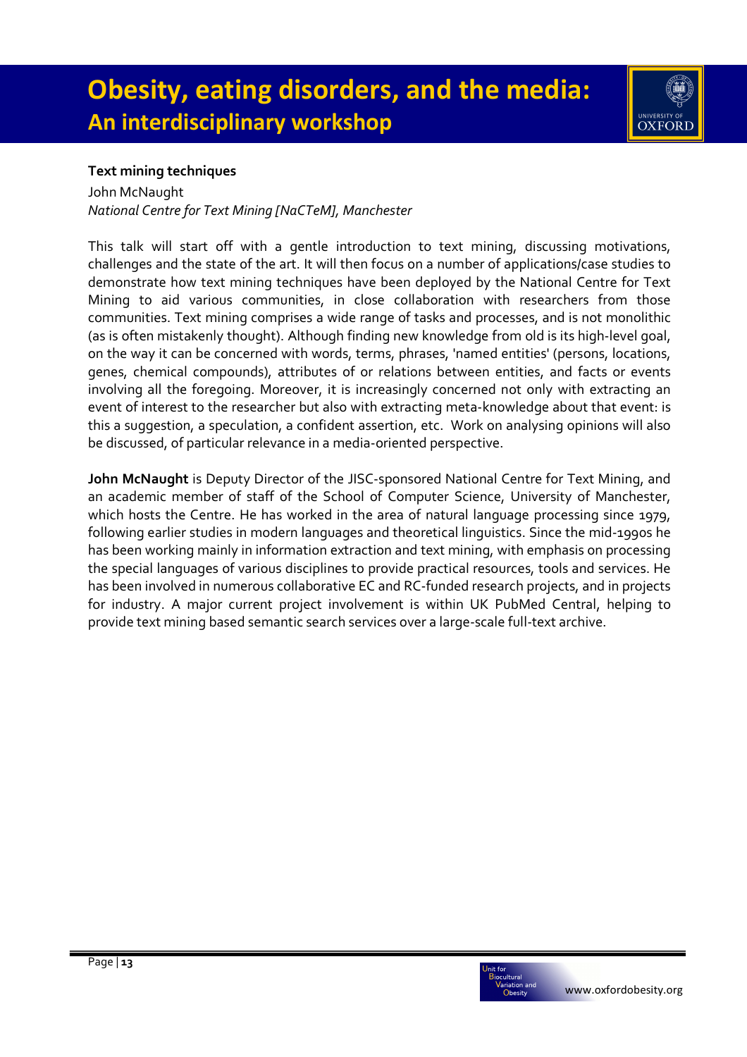### Text mining techniques

John McNaught

*National Centre for Text Mining [NaCTeM], Manchester*

This talk will start off with a gentle introduction to text mining, discussing motivations, challenges and the state of the art. It will then focus on a number of applications/case studies to demonstrate how text mining techniques have been deployed by the National Centre for Text Mining to aid various communities, in close collaboration with researchers from those communities. Text mining comprises a wide range of tasks and processes, and is not monolithic (as is often mistakenly thought). Although finding new knowledge from old is its high-level goal, on the way it can be concerned with words, terms, phrases, 'named entities' (persons, locations, genes, chemical compounds), attributes of or relations between entities, and facts or events involving all the foregoing. Moreover, it is increasingly concerned not only with extracting an event of interest to the researcher but also with extracting meta-knowledge about that event: is this a suggestion, a speculation, a confident assertion, etc. Work on analysing opinions will also be discussed, of particular relevance in a media-oriented perspective.

**John McNaught** is Deputy Director of the JISC-sponsored National Centre for Text Mining, and an academic member of staff of the School of Computer Science, University of Manchester, which hosts the Centre. He has worked in the area of natural language processing since 1979, following earlier studies in modern languages and theoretical linguistics. Since the mid-1990s he has been working mainly in information extraction and text mining, with emphasis on processing the special languages of various disciplines to provide practical resources, tools and services. He has been involved in numerous collaborative EC and RC-funded research projects, and in projects for industry. A major current project involvement is within UK PubMed Central, helping to provide text mining based semantic search services over a large-scale full-text archive.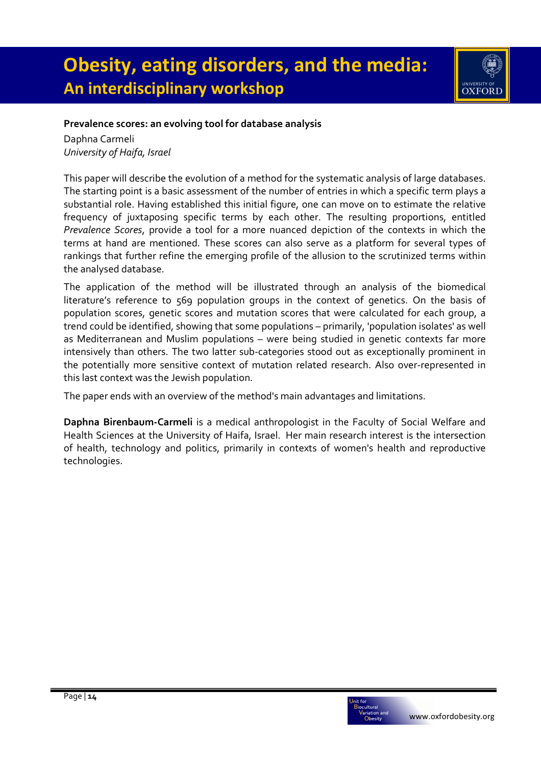### Prevalence scores: an evolving tool for database analysis

Daphna Carmeli
*University of Haifa, Israel*

This paper will describe the evolution of a method for the systematic analysis of large databases. The starting point is a basic assessment of the number of entries in which a specific term plays a substantial role. Having established this initial figure, one can move on to estimate the relative frequency of juxtaposing specific terms by each other. The resulting proportions, entitled *Prevalence Scores*, provide a tool for a more nuanced depiction of the contexts in which the terms at hand are mentioned. These scores can also serve as a platform for several types of rankings that further refine the emerging profile of the allusion to the scrutinized terms within the analysed database.

The application of the method will be illustrated through an analysis of the biomedical literature's reference to 569 population groups in the context of genetics. On the basis of population scores, genetic scores and mutation scores that were calculated for each group, a trend could be identified, showing that some populations – primarily, 'population isolates' as well as Mediterranean and Muslim populations – were being studied in genetic contexts far more intensively than others. The two latter sub-categories stood out as exceptionally prominent in the potentially more sensitive context of mutation related research. Also over-represented in this last context was the Jewish population.

The paper ends with an overview of the method's main advantages and limitations.

**Daphna Birenbaum-Carmeli** is a medical anthropologist in the Faculty of Social Welfare and Health Sciences at the University of Haifa, Israel. Her main research interest is the intersection of health, technology and politics, primarily in contexts of women's health and reproductive technologies.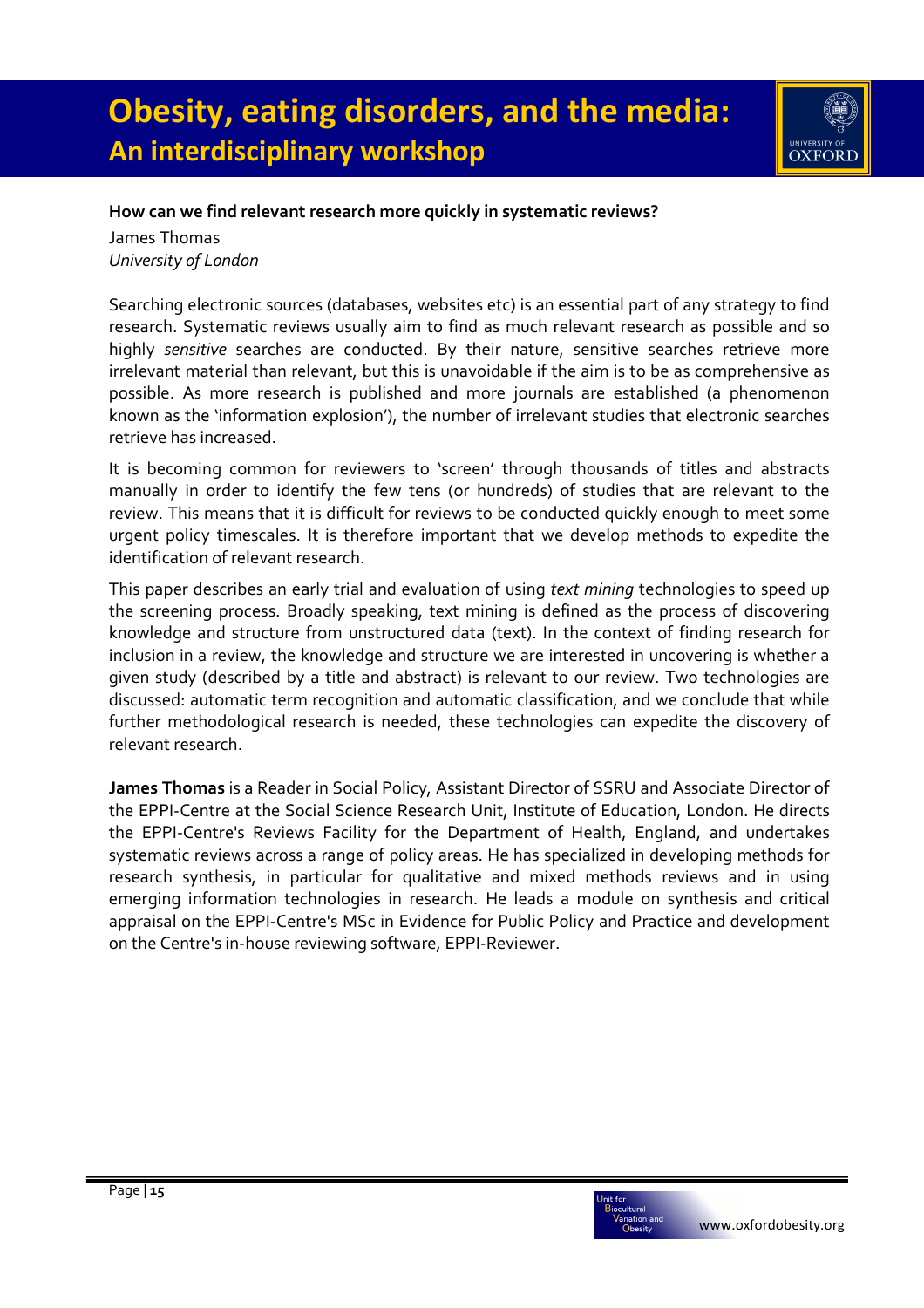### How can we find relevant research more quickly in systematic reviews?

James Thomas
*University of London*

Searching electronic sources (databases, websites etc) is an essential part of any strategy to find research. Systematic reviews usually aim to find as much relevant research as possible and so highly *sensitive* searches are conducted. By their nature, sensitive searches retrieve more irrelevant material than relevant, but this is unavoidable if the aim is to be as comprehensive as possible. As more research is published and more journals are established (a phenomenon known as the 'information explosion'), the number of irrelevant studies that electronic searches retrieve has increased.

It is becoming common for reviewers to 'screen' through thousands of titles and abstracts manually in order to identify the few tens (or hundreds) of studies that are relevant to the review. This means that it is difficult for reviews to be conducted quickly enough to meet some urgent policy timescales. It is therefore important that we develop methods to expedite the identification of relevant research.

This paper describes an early trial and evaluation of using *text mining* technologies to speed up the screening process. Broadly speaking, text mining is defined as the process of discovering knowledge and structure from unstructured data (text). In the context of finding research for inclusion in a review, the knowledge and structure we are interested in uncovering is whether a given study (described by a title and abstract) is relevant to our review. Two technologies are discussed: automatic term recognition and automatic classification, and we conclude that while further methodological research is needed, these technologies can expedite the discovery of relevant research.

**James Thomas** is a Reader in Social Policy, Assistant Director of SSRU and Associate Director of the EPPI-Centre at the Social Science Research Unit, Institute of Education, London. He directs the EPPI-Centre's Reviews Facility for the Department of Health, England, and undertakes systematic reviews across a range of policy areas. He has specialized in developing methods for research synthesis, in particular for qualitative and mixed methods reviews and in using emerging information technologies in research. He leads a module on synthesis and critical appraisal on the EPPI-Centre's MSc in Evidence for Public Policy and Practice and development on the Centre's in-house reviewing software, EPPI-Reviewer.